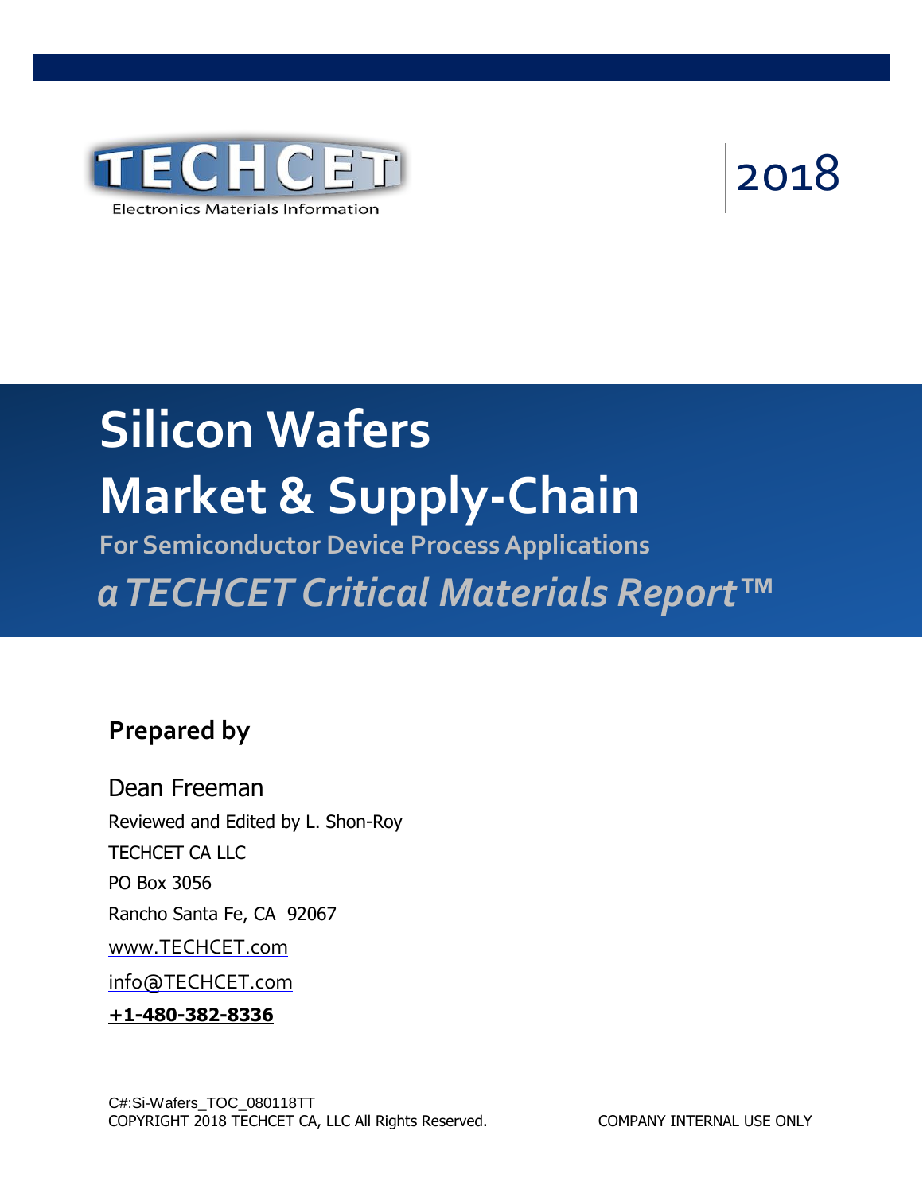TECHCET

Electronics Materials Information

2018

# Silicon Wafers

# Market & Supply-Chain

## For Semiconductor Device Process Applications

## *a TECHCET Critical Materials Report™*

### Prepared by

Dean Freeman

Reviewed and Edited by L. Shon-Roy

TECHCET CA LLC

PO Box 3056

Rancho Santa Fe, CA 92067

www.TECHCET.com

info@TECHCET.com

**+1-480-382-8336**

C#:Si-Wafers_TOC_080118TT

COPYRIGHT 2018 TECHCET CA, LLC All Rights Reserved.

COMPANY INTERNAL USE ONLY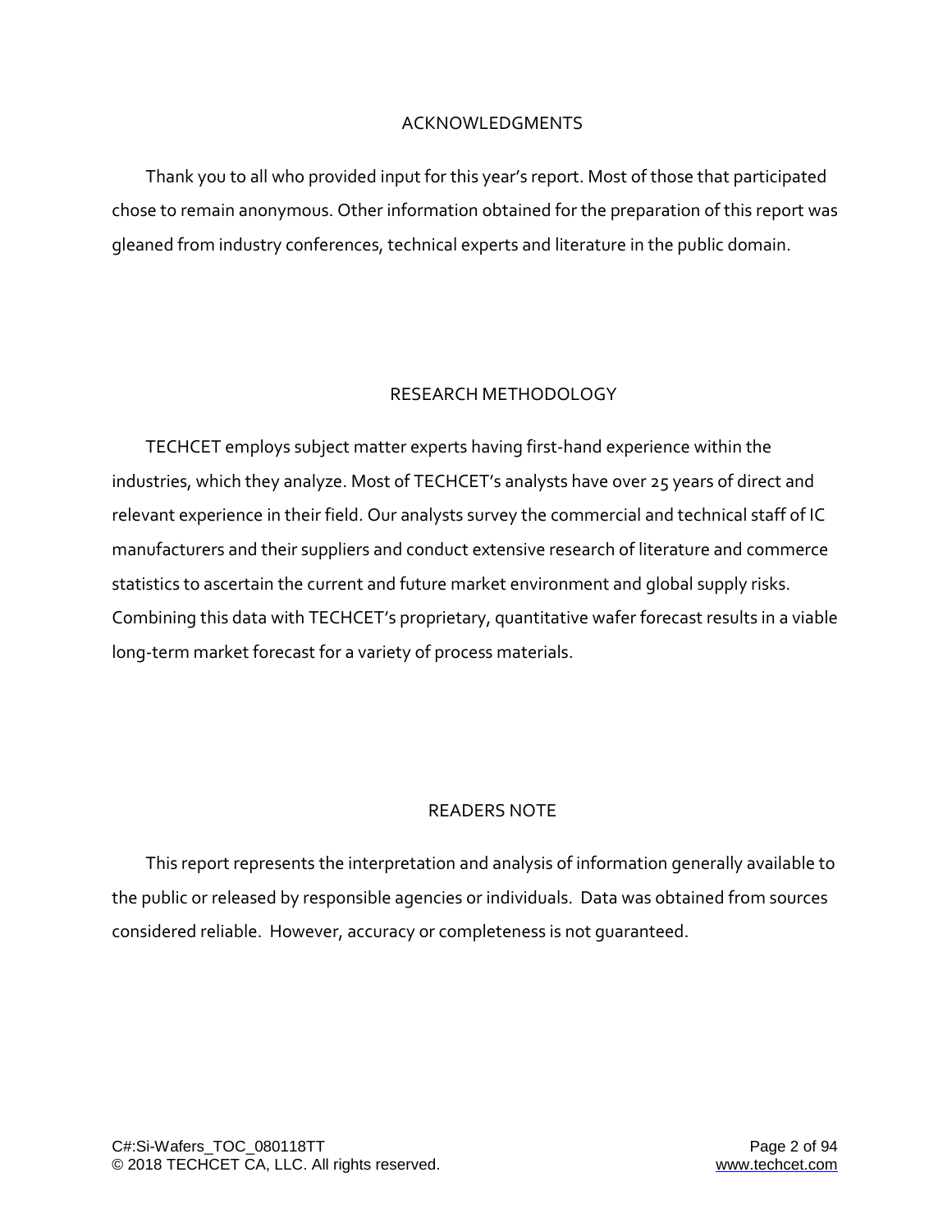## ACKNOWLEDGMENTS

Thank you to all who provided input for this year's report. Most of those that participated chose to remain anonymous. Other information obtained for the preparation of this report was gleaned from industry conferences, technical experts and literature in the public domain.

## RESEARCH METHODOLOGY

TECHCET employs subject matter experts having first-hand experience within the industries, which they analyze. Most of TECHCET's analysts have over 25 years of direct and relevant experience in their field. Our analysts survey the commercial and technical staff of IC manufacturers and their suppliers and conduct extensive research of literature and commerce statistics to ascertain the current and future market environment and global supply risks. Combining this data with TECHCET's proprietary, quantitative wafer forecast results in a viable long-term market forecast for a variety of process materials.

## READERS NOTE

This report represents the interpretation and analysis of information generally available to the public or released by responsible agencies or individuals. Data was obtained from sources considered reliable. However, accuracy or completeness is not guaranteed.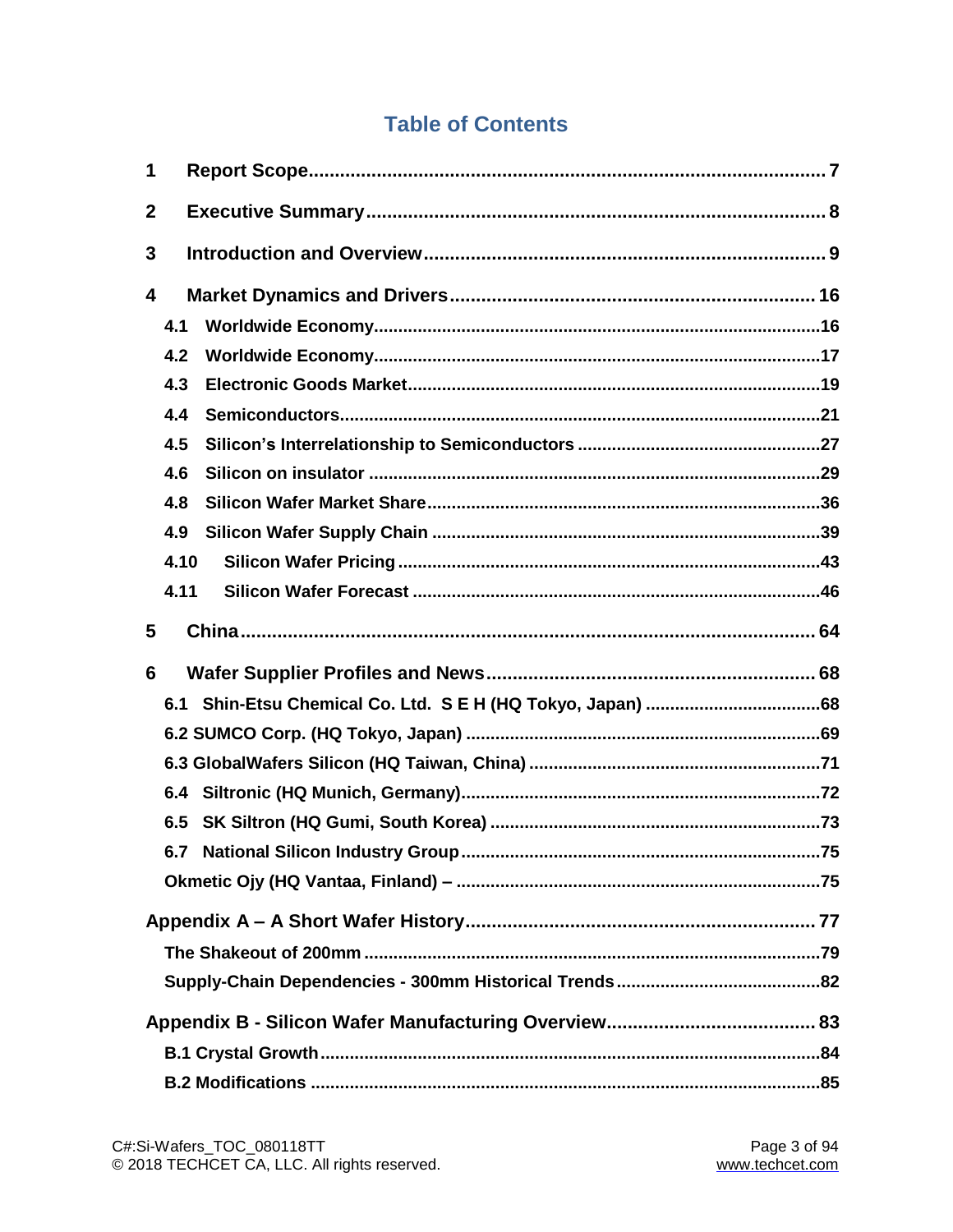# Table of Contents

1 Report Scope ........................................................................................................ 7

2 Executive Summary ............................................................................................. 8

3 Introduction and Overview .................................................................................. 9

4 Market Dynamics and Drivers ........................................................................... 16

- 4.1 Worldwide Economy .................................................................................... 16
- 4.2 Worldwide Economy .................................................................................... 17
- 4.3 Electronic Goods Market ............................................................................. 19
- 4.4 Semiconductors ........................................................................................... 21
- 4.5 Silicon's Interrelationship to Semiconductors ............................................. 27
- 4.6 Silicon on insulator ...................................................................................... 29
- 4.8 Silicon Wafer Market Share ......................................................................... 36
- 4.9 Silicon Wafer Supply Chain ......................................................................... 39
- 4.10 Silicon Wafer Pricing .................................................................................. 43
- 4.11 Silicon Wafer Forecast ............................................................................... 46

5 China .................................................................................................................. 64

6 Wafer Supplier Profiles and News .................................................................... 68

- 6.1 Shin-Etsu Chemical Co. Ltd. S E H (HQ Tokyo, Japan) ............................. 68
- 6.2 SUMCO Corp. (HQ Tokyo, Japan) ............................................................... 69
- 6.3 GlobalWafers Silicon (HQ Taiwan, China) ................................................... 71
- 6.4 Siltronic (HQ Munich, Germany) .................................................................. 72
- 6.5 SK Siltron (HQ Gumi, South Korea) ............................................................ 73
- 6.7 National Silicon Industry Group ................................................................... 75
- Okmetic Ojy (HQ Vantaa, Finland) – .............................................................. 75

Appendix A – A Short Wafer History ..................................................................... 77

- The Shakeout of 200mm ................................................................................... 79
- Supply-Chain Dependencies - 300mm Historical Trends .................................. 82

Appendix B - Silicon Wafer Manufacturing Overview .......................................... 83

- B.1 Crystal Growth ............................................................................................ 84
- B.2 Modifications ............................................................................................... 85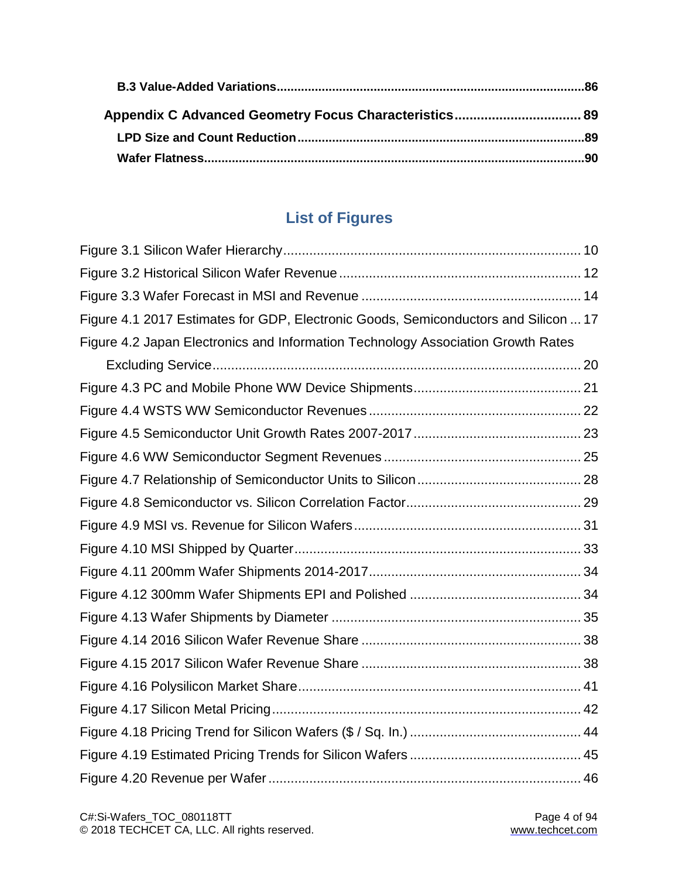**B.3 Value-Added Variations........................................................................................86**

**Appendix C Advanced Geometry Focus Characteristics................................. 89**

**LPD Size and Count Reduction.................................................................................89**

**Wafer Flatness...........................................................................................................90**

## List of Figures

Figure 3.1 Silicon Wafer Hierarchy............................................................................... 10

Figure 3.2 Historical Silicon Wafer Revenue ................................................................ 12

Figure 3.3 Wafer Forecast in MSI and Revenue .......................................................... 14

Figure 4.1 2017 Estimates for GDP, Electronic Goods, Semiconductors and Silicon ... 17

Figure 4.2 Japan Electronics and Information Technology Association Growth Rates Excluding Service.................................................................................................. 20

Figure 4.3 PC and Mobile Phone WW Device Shipments............................................ 21

Figure 4.4 WSTS WW Semiconductor Revenues ........................................................ 22

Figure 4.5 Semiconductor Unit Growth Rates 2007-2017............................................ 23

Figure 4.6 WW Semiconductor Segment Revenues .................................................... 25

Figure 4.7 Relationship of Semiconductor Units to Silicon ........................................... 28

Figure 4.8 Semiconductor vs. Silicon Correlation Factor.............................................. 29

Figure 4.9 MSI vs. Revenue for Silicon Wafers ............................................................ 31

Figure 4.10 MSI Shipped by Quarter............................................................................ 33

Figure 4.11 200mm Wafer Shipments 2014-2017........................................................ 34

Figure 4.12 300mm Wafer Shipments EPI and Polished ............................................. 34

Figure 4.13 Wafer Shipments by Diameter .................................................................. 35

Figure 4.14 2016 Silicon Wafer Revenue Share .......................................................... 38

Figure 4.15 2017 Silicon Wafer Revenue Share .......................................................... 38

Figure 4.16 Polysilicon Market Share........................................................................... 41

Figure 4.17 Silicon Metal Pricing.................................................................................. 42

Figure 4.18 Pricing Trend for Silicon Wafers ($ / Sq. In.) ............................................. 44

Figure 4.19 Estimated Pricing Trends for Silicon Wafers ............................................. 45

Figure 4.20 Revenue per Wafer ................................................................................... 46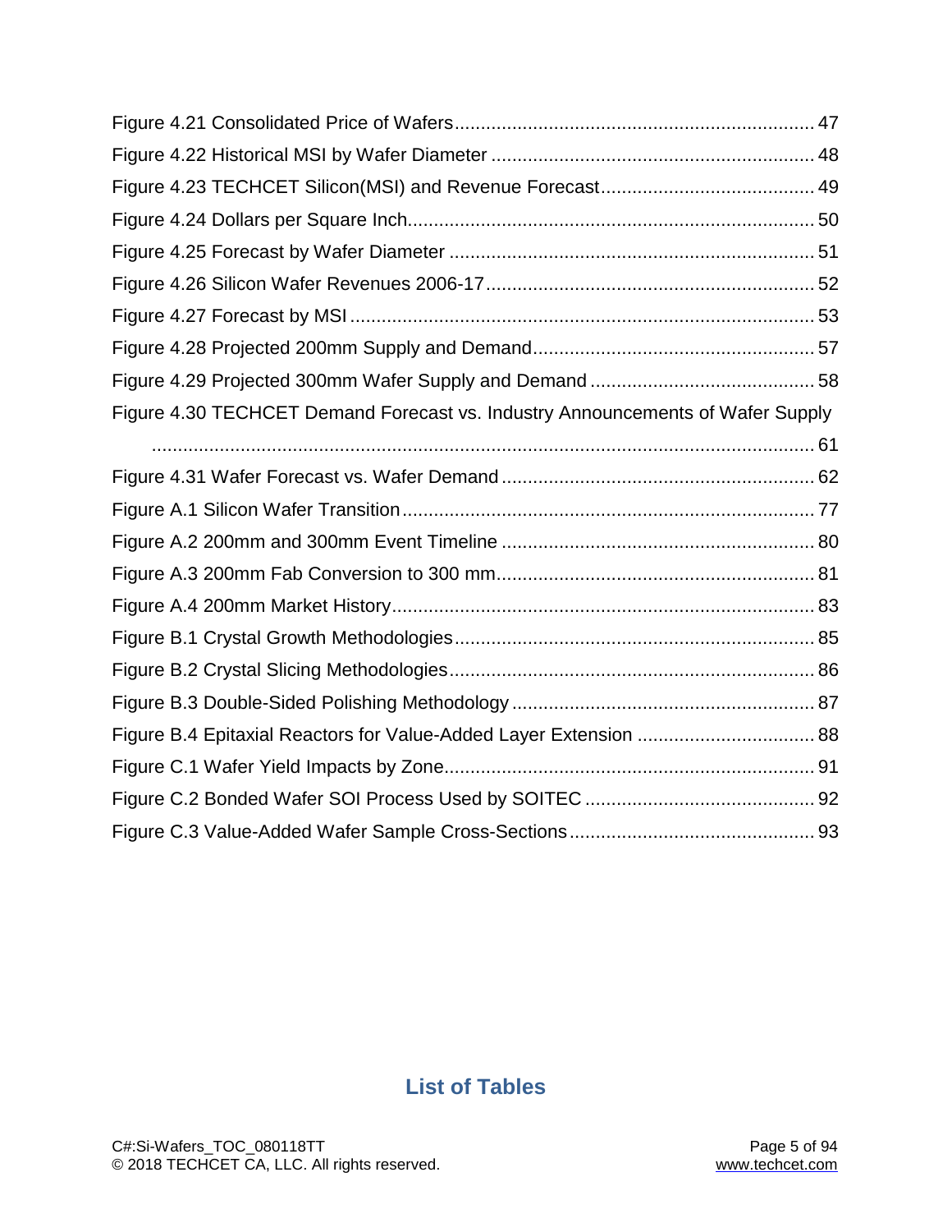Figure 4.21 Consolidated Price of Wafers .................................................................... 47

Figure 4.22 Historical MSI by Wafer Diameter ............................................................. 48

Figure 4.23 TECHCET Silicon(MSI) and Revenue Forecast ........................................ 49

Figure 4.24 Dollars per Square Inch ............................................................................. 50

Figure 4.25 Forecast by Wafer Diameter ..................................................................... 51

Figure 4.26 Silicon Wafer Revenues 2006-17 .............................................................. 52

Figure 4.27 Forecast by MSI ........................................................................................ 53

Figure 4.28 Projected 200mm Supply and Demand ..................................................... 57

Figure 4.29 Projected 300mm Wafer Supply and Demand .......................................... 58

Figure 4.30 TECHCET Demand Forecast vs. Industry Announcements of Wafer Supply ............................................................................................................................... 61

Figure 4.31 Wafer Forecast vs. Wafer Demand ........................................................... 62

Figure A.1 Silicon Wafer Transition .............................................................................. 77

Figure A.2 200mm and 300mm Event Timeline ........................................................... 80

Figure A.3 200mm Fab Conversion to 300 mm ............................................................ 81

Figure A.4 200mm Market History ................................................................................ 83

Figure B.1 Crystal Growth Methodologies .................................................................... 85

Figure B.2 Crystal Slicing Methodologies ..................................................................... 86

Figure B.3 Double-Sided Polishing Methodology ......................................................... 87

Figure B.4 Epitaxial Reactors for Value-Added Layer Extension ................................. 88

Figure C.1 Wafer Yield Impacts by Zone ...................................................................... 91

Figure C.2 Bonded Wafer SOI Process Used by SOITEC ........................................... 92

Figure C.3 Value-Added Wafer Sample Cross-Sections .............................................. 93

## List of Tables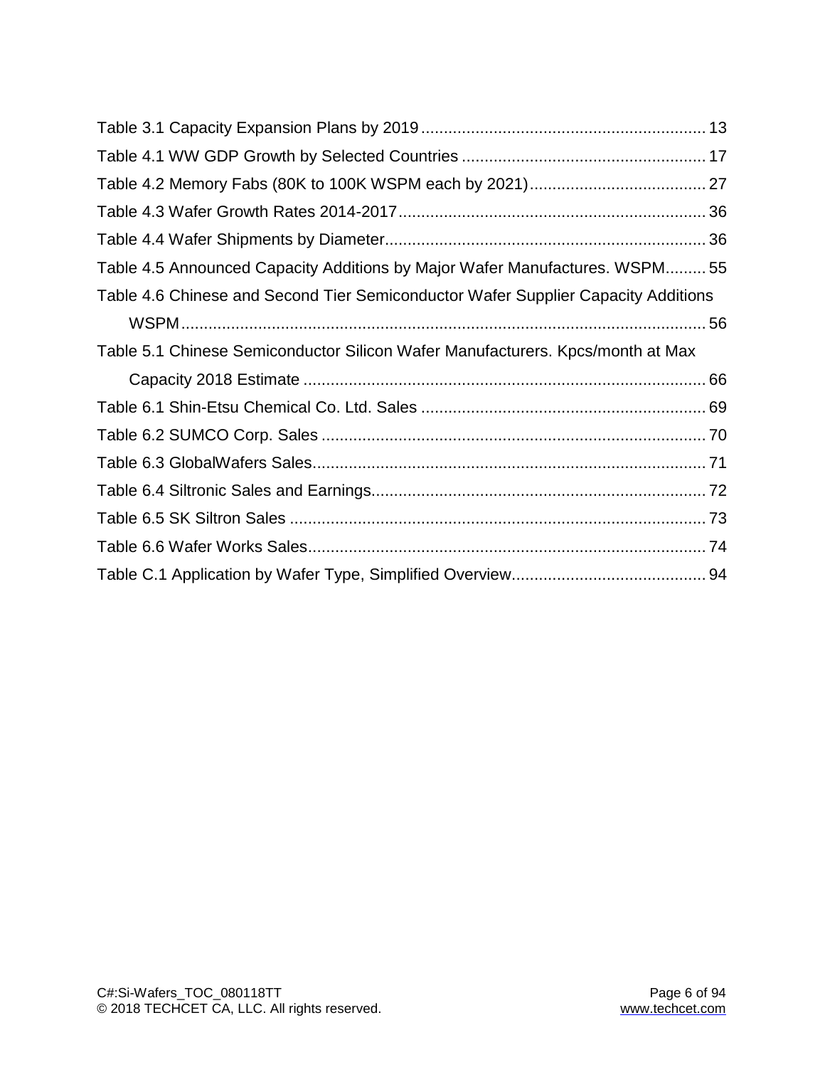Table 3.1 Capacity Expansion Plans by 2019 .............................................................. 13

Table 4.1 WW GDP Growth by Selected Countries ..................................................... 17

Table 4.2 Memory Fabs (80K to 100K WSPM each by 2021)...................................... 27

Table 4.3 Wafer Growth Rates 2014-2017 ................................................................... 36

Table 4.4 Wafer Shipments by Diameter ...................................................................... 36

Table 4.5 Announced Capacity Additions by Major Wafer Manufactures. WSPM......... 55

Table 4.6 Chinese and Second Tier Semiconductor Wafer Supplier Capacity Additions WSPM .................................................................................................................... 56

Table 5.1 Chinese Semiconductor Silicon Wafer Manufacturers. Kpcs/month at Max Capacity 2018 Estimate ......................................................................................... 66

Table 6.1 Shin-Etsu Chemical Co. Ltd. Sales ............................................................... 69

Table 6.2 SUMCO Corp. Sales ..................................................................................... 70

Table 6.3 GlobalWafers Sales....................................................................................... 71

Table 6.4 Siltronic Sales and Earnings.......................................................................... 72

Table 6.5 SK Siltron Sales ............................................................................................ 73

Table 6.6 Wafer Works Sales........................................................................................ 74

Table C.1 Application by Wafer Type, Simplified Overview........................................... 94